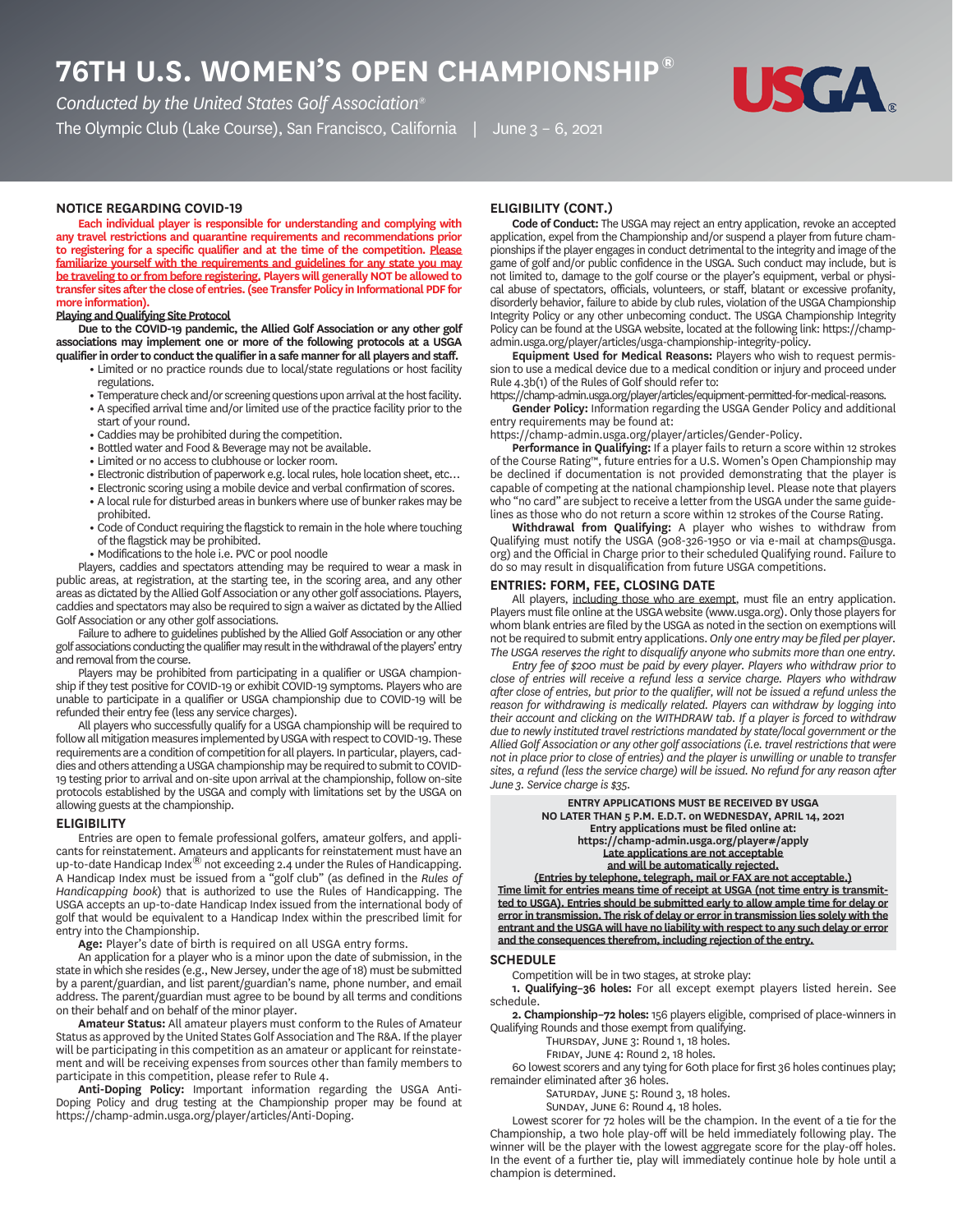# 76TH U.S. WOMEN'S OPEN CHAMPIONSHIP®

*Conducted by the United States Golf Association®*

The Olympic Club (Lake Course), San Francisco, California | June 3 – 6, 2021

## NOTICE REGARDING COVID-19

**Each individual player is responsible for understanding and complying with any travel restrictions and quarantine requirements and recommendations prior to registering for a specific qualifier and at the time of the competition. Please familiarize yourself with the requirements and guidelines for any state you may be traveling to or from before registering. Players will generally NOT be allowed to transfer sites after the close of entries. (see Transfer Policy in Informational PDF for more information).**

**Playing and Qualifying Site Protocol**

**Due to the COVID-19 pandemic, the Allied Golf Association or any other golf associations may implement one or more of the following protocols at a USGA qualifier in order to conduct the qualifier in a safe manner for all players and staff.**

- Limited or no practice rounds due to local/state regulations or host facility regulations.
- Temperature check and/or screening questions upon arrival at the host facility.
- A specified arrival time and/or limited use of the practice facility prior to the start of your round.
- Caddies may be prohibited during the competition.
- Bottled water and Food & Beverage may not be available.
- Limited or no access to clubhouse or locker room.
- Electronic distribution of paperwork e.g. local rules, hole location sheet, etc…
- Electronic scoring using a mobile device and verbal confirmation of scores.
- A local rule for disturbed areas in bunkers where use of bunker rakes may be prohibited.
- Code of Conduct requiring the flagstick to remain in the hole where touching of the flagstick may be prohibited.
- Modifications to the hole i.e. PVC or pool noodle

Players, caddies and spectators attending may be required to wear a mask in public areas, at registration, at the starting tee, in the scoring area, and any other areas as dictated by the Allied Golf Association or any other golf associations. Players, caddies and spectators may also be required to sign a waiver as dictated by the Allied Golf Association or any other golf associations.

Failure to adhere to guidelines published by the Allied Golf Association or any other golf associations conducting the qualifier may result in the withdrawal of the players' entry and removal from the course.

Players may be prohibited from participating in a qualifier or USGA championship if they test positive for COVID-19 or exhibit COVID-19 symptoms. Players who are unable to participate in a qualifier or USGA championship due to COVID-19 will be refunded their entry fee (less any service charges).

All players who successfully qualify for a USGA championship will be required to follow all mitigation measures implemented by USGA with respect to COVID-19. These requirements are a condition of competition for all players. In particular, players, caddies and others attending a USGA championship may be required to submit to COVID-19 testing prior to arrival and on-site upon arrival at the championship, follow on-site protocols established by the USGA and comply with limitations set by the USGA on allowing guests at the championship.

## ELIGIBILITY

Entries are open to female professional golfers, amateur golfers, and applicants for reinstatement. Amateurs and applicants for reinstatement must have an up-to-date Handicap Index® not exceeding 2.4 under the Rules of Handicapping. A Handicap Index must be issued from a "golf club" (as defined in the *Rules of Handicapping book*) that is authorized to use the Rules of Handicapping. The USGA accepts an up-to-date Handicap Index issued from the international body of golf that would be equivalent to a Handicap Index within the prescribed limit for entry into the Championship.

**Age:** Player's date of birth is required on all USGA entry forms.

An application for a player who is a minor upon the date of submission, in the state in which she resides (e.g., New Jersey, under the age of 18) must be submitted by a parent/guardian, and list parent/guardian's name, phone number, and email address. The parent/guardian must agree to be bound by all terms and conditions on their behalf and on behalf of the minor player.

**Amateur Status:** All amateur players must conform to the Rules of Amateur Status as approved by the United States Golf Association and The R&A. If the player will be participating in this competition as an amateur or applicant for reinstatement and will be receiving expenses from sources other than family members to participate in this competition, please refer to Rule 4.

**Anti-Doping Policy:** Important information regarding the USGA Anti-Doping Policy and drug testing at the Championship proper may be found at https://champ-admin.usga.org/player/articles/Anti-Doping.

## ELIGIBILITY (CONT.)

**Code of Conduct:** The USGA may reject an entry application, revoke an accepted application, expel from the Championship and/or suspend a player from future championships if the player engages in conduct detrimental to the integrity and image of the game of golf and/or public confidence in the USGA. Such conduct may include, but is not limited to, damage to the golf course or the player's equipment, verbal or physical abuse of spectators, officials, volunteers, or staff, blatant or excessive profanity, disorderly behavior, failure to abide by club rules, violation of the USGA Championship Integrity Policy or any other unbecoming conduct. The USGA Championship Integrity Policy can be found at the USGA website, located at the following link: https://champ-admin.usga.org/player/articles/usga-championship-integrity-policy.

**Equipment Used for Medical Reasons:** Players who wish to request permission to use a medical device due to a medical condition or injury and proceed under Rule 4.3b(1) of the Rules of Golf should refer to: https://champ-admin.usga.org/player/articles/equipment-permitted-for-medical-reasons.

**Gender Policy:** Information regarding the USGA Gender Policy and additional entry requirements may be found at: https://champ-admin.usga.org/player/articles/Gender-Policy.

**Performance in Qualifying:** If a player fails to return a score within 12 strokes of the Course Rating™, future entries for a U.S. Women's Open Championship may be declined if documentation is not provided demonstrating that the player is capable of competing at the national championship level. Please note that players who "no card" are subject to receive a letter from the USGA under the same guidelines as those who do not return a score within 12 strokes of the Course Rating.

**Withdrawal from Qualifying:** A player who wishes to withdraw from Qualifying must notify the USGA (908-326-1950 or via e-mail at champs@usga.org) and the Official in Charge prior to their scheduled Qualifying round. Failure to do so may result in disqualification from future USGA competitions.

## ENTRIES: FORM, FEE, CLOSING DATE

All players, including those who are exempt, must file an entry application. Players must file online at the USGA website (www.usga.org). Only those players for whom blank entries are filed by the USGA as noted in the section on exemptions will not be required to submit entry applications. *Only one entry may be filed per player. The USGA reserves the right to disqualify anyone who submits more than one entry.*

*Entry fee of $200 must be paid by every player. Players who withdraw prior to close of entries will receive a refund less a service charge. Players who withdraw after close of entries, but prior to the qualifier, will not be issued a refund unless the reason for withdrawing is medically related. Players can withdraw by logging into their account and clicking on the WITHDRAW tab. If a player is forced to withdraw due to newly instituted travel restrictions mandated by state/local government or the Allied Golf Association or any other golf associations (i.e. travel restrictions that were not in place prior to close of entries) and the player is unwilling or unable to transfer sites, a refund (less the service charge) will be issued. No refund for any reason after June 3. Service charge is $35.*

**ENTRY APPLICATIONS MUST BE RECEIVED BY USGA NO LATER THAN 5 P.M. E.D.T. on WEDNESDAY, APRIL 14, 2021**
**Entry applications must be filed online at: https://champ-admin.usga.org/player#/apply**
**Late applications are not acceptable and will be automatically rejected.**
**(Entries by telephone, telegraph, mail or FAX are not acceptable.)**
**Time limit for entries means time of receipt at USGA (not time entry is transmitted to USGA). Entries should be submitted early to allow ample time for delay or error in transmission. The risk of delay or error in transmission lies solely with the entrant and the USGA will have no liability with respect to any such delay or error and the consequences therefrom, including rejection of the entry.**

## SCHEDULE

Competition will be in two stages, at stroke play:

**1. Qualifying–36 holes:** For all except exempt players listed herein. See schedule.

**2. Championship–72 holes:** 156 players eligible, comprised of place-winners in Qualifying Rounds and those exempt from qualifying.

Thursday, June 3: Round 1, 18 holes.
Friday, June 4: Round 2, 18 holes.

60 lowest scorers and any tying for 60th place for first 36 holes continues play; remainder eliminated after 36 holes.

Saturday, June 5: Round 3, 18 holes.
Sunday, June 6: Round 4, 18 holes.

Lowest scorer for 72 holes will be the champion. In the event of a tie for the Championship, a two hole play-off will be held immediately following play. The winner will be the player with the lowest aggregate score for the play-off holes. In the event of a further tie, play will immediately continue hole by hole until a champion is determined.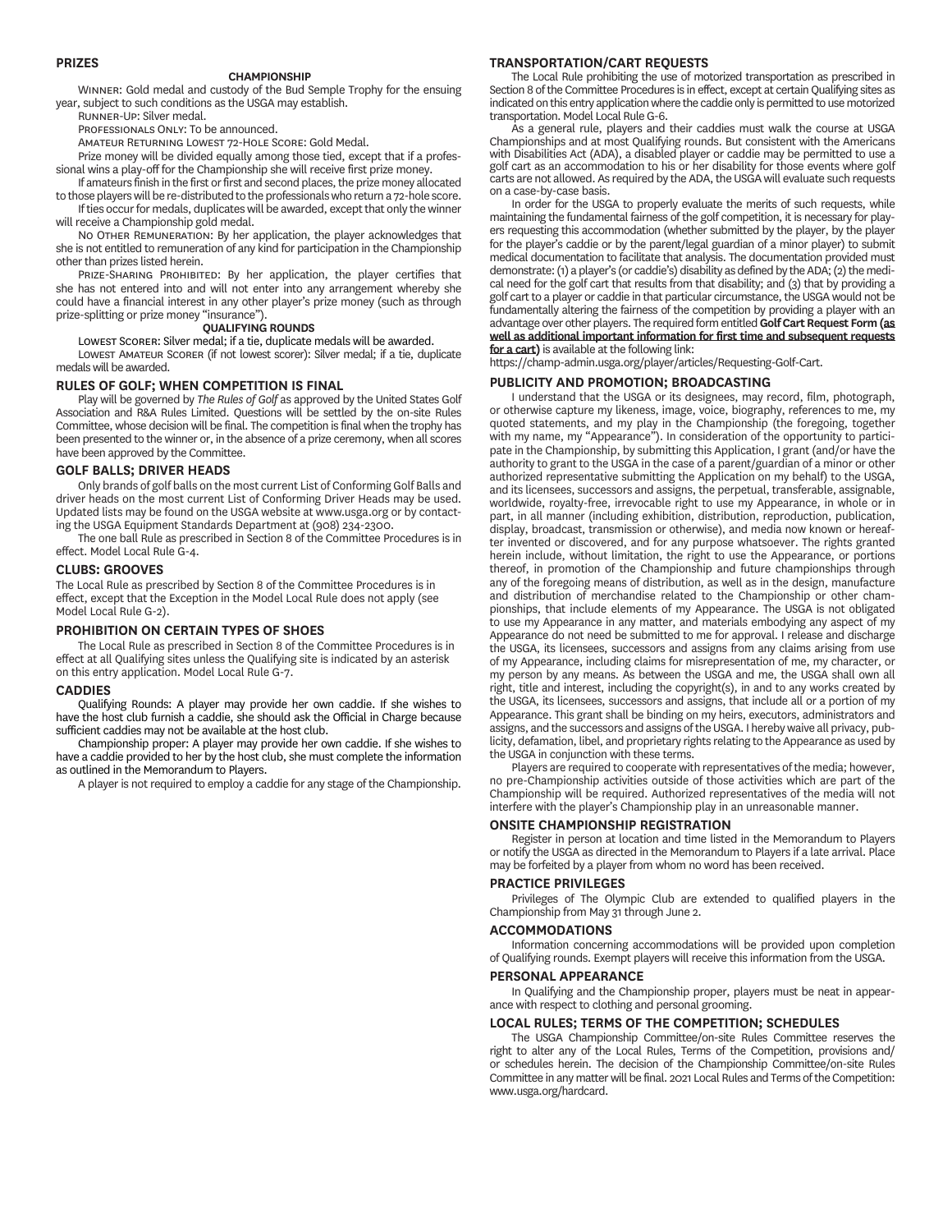## PRIZES

### CHAMPIONSHIP

Winner: Gold medal and custody of the Bud Semple Trophy for the ensuing year, subject to such conditions as the USGA may establish.

Runner-Up: Silver medal.

Professionals Only: To be announced.

Amateur Returning Lowest 72-Hole Score: Gold Medal.

Prize money will be divided equally among those tied, except that if a professional wins a play-off for the Championship she will receive first prize money.

If amateurs finish in the first or first and second places, the prize money allocated to those players will be re-distributed to the professionals who return a 72-hole score.

If ties occur for medals, duplicates will be awarded, except that only the winner will receive a Championship gold medal.

No Other Remuneration: By her application, the player acknowledges that she is not entitled to remuneration of any kind for participation in the Championship other than prizes listed herein.

Prize-Sharing Prohibited: By her application, the player certifies that she has not entered into and will not enter into any arrangement whereby she could have a financial interest in any other player's prize money (such as through prize-splitting or prize money "insurance").

### QUALIFYING ROUNDS

Lowest Scorer: Silver medal; if a tie, duplicate medals will be awarded.

Lowest Amateur Scorer (if not lowest scorer): Silver medal; if a tie, duplicate medals will be awarded.

## RULES OF GOLF; WHEN COMPETITION IS FINAL

Play will be governed by *The Rules of Golf* as approved by the United States Golf Association and R&A Rules Limited. Questions will be settled by the on-site Rules Committee, whose decision will be final. The competition is final when the trophy has been presented to the winner or, in the absence of a prize ceremony, when all scores have been approved by the Committee.

## GOLF BALLS; DRIVER HEADS

Only brands of golf balls on the most current List of Conforming Golf Balls and driver heads on the most current List of Conforming Driver Heads may be used. Updated lists may be found on the USGA website at www.usga.org or by contacting the USGA Equipment Standards Department at (908) 234-2300.

The one ball Rule as prescribed in Section 8 of the Committee Procedures is in effect. Model Local Rule G-4.

## CLUBS: GROOVES

The Local Rule as prescribed by Section 8 of the Committee Procedures is in effect, except that the Exception in the Model Local Rule does not apply (see Model Local Rule G-2).

## PROHIBITION ON CERTAIN TYPES OF SHOES

The Local Rule as prescribed in Section 8 of the Committee Procedures is in effect at all Qualifying sites unless the Qualifying site is indicated by an asterisk on this entry application. Model Local Rule G-7.

## CADDIES

Qualifying Rounds: A player may provide her own caddie. If she wishes to have the host club furnish a caddie, she should ask the Official in Charge because sufficient caddies may not be available at the host club.

Championship proper: A player may provide her own caddie. If she wishes to have a caddie provided to her by the host club, she must complete the information as outlined in the Memorandum to Players.

A player is not required to employ a caddie for any stage of the Championship.

## TRANSPORTATION/CART REQUESTS

The Local Rule prohibiting the use of motorized transportation as prescribed in Section 8 of the Committee Procedures is in effect, except at certain Qualifying sites as indicated on this entry application where the caddie only is permitted to use motorized transportation. Model Local Rule G-6.

As a general rule, players and their caddies must walk the course at USGA Championships and at most Qualifying rounds. But consistent with the Americans with Disabilities Act (ADA), a disabled player or caddie may be permitted to use a golf cart as an accommodation to his or her disability for those events where golf carts are not allowed. As required by the ADA, the USGA will evaluate such requests on a case-by-case basis.

In order for the USGA to properly evaluate the merits of such requests, while maintaining the fundamental fairness of the golf competition, it is necessary for players requesting this accommodation (whether submitted by the player, by the player for the player's caddie or by the parent/legal guardian of a minor player) to submit medical documentation to facilitate that analysis. The documentation provided must demonstrate: (1) a player's (or caddie's) disability as defined by the ADA; (2) the medical need for the golf cart that results from that disability; and (3) that by providing a golf cart to a player or caddie in that particular circumstance, the USGA would not be fundamentally altering the fairness of the competition by providing a player with an advantage over other players. The required form entitled **Golf Cart Request Form (as well as additional important information for first time and subsequent requests for a cart)** is available at the following link:
https://champ-admin.usga.org/player/articles/Requesting-Golf-Cart.

## PUBLICITY AND PROMOTION; BROADCASTING

I understand that the USGA or its designees, may record, film, photograph, or otherwise capture my likeness, image, voice, biography, references to me, my quoted statements, and my play in the Championship (the foregoing, together with my name, my "Appearance"). In consideration of the opportunity to participate in the Championship, by submitting this Application, I grant (and/or have the authority to grant to the USGA in the case of a parent/guardian of a minor or other authorized representative submitting the Application on my behalf) to the USGA, and its licensees, successors and assigns, the perpetual, transferable, assignable, worldwide, royalty-free, irrevocable right to use my Appearance, in whole or in part, in all manner (including exhibition, distribution, reproduction, publication, display, broadcast, transmission or otherwise), and media now known or hereafter invented or discovered, and for any purpose whatsoever. The rights granted herein include, without limitation, the right to use the Appearance, or portions thereof, in promotion of the Championship and future championships through any of the foregoing means of distribution, as well as in the design, manufacture and distribution of merchandise related to the Championship or other championships, that include elements of my Appearance. The USGA is not obligated to use my Appearance in any matter, and materials embodying any aspect of my Appearance do not need be submitted to me for approval. I release and discharge the USGA, its licensees, successors and assigns from any claims arising from use of my Appearance, including claims for misrepresentation of me, my character, or my person by any means. As between the USGA and me, the USGA shall own all right, title and interest, including the copyright(s), in and to any works created by the USGA, its licensees, successors and assigns, that include all or a portion of my Appearance. This grant shall be binding on my heirs, executors, administrators and assigns, and the successors and assigns of the USGA. I hereby waive all privacy, publicity, defamation, libel, and proprietary rights relating to the Appearance as used by the USGA in conjunction with these terms.

Players are required to cooperate with representatives of the media; however, no pre-Championship activities outside of those activities which are part of the Championship will be required. Authorized representatives of the media will not interfere with the player's Championship play in an unreasonable manner.

## ONSITE CHAMPIONSHIP REGISTRATION

Register in person at location and time listed in the Memorandum to Players or notify the USGA as directed in the Memorandum to Players if a late arrival. Place may be forfeited by a player from whom no word has been received.

## PRACTICE PRIVILEGES

Privileges of The Olympic Club are extended to qualified players in the Championship from May 31 through June 2.

## ACCOMMODATIONS

Information concerning accommodations will be provided upon completion of Qualifying rounds. Exempt players will receive this information from the USGA.

## PERSONAL APPEARANCE

In Qualifying and the Championship proper, players must be neat in appearance with respect to clothing and personal grooming.

## LOCAL RULES; TERMS OF THE COMPETITION; SCHEDULES

The USGA Championship Committee/on-site Rules Committee reserves the right to alter any of the Local Rules, Terms of the Competition, provisions and/or schedules herein. The decision of the Championship Committee/on-site Rules Committee in any matter will be final. 2021 Local Rules and Terms of the Competition: www.usga.org/hardcard.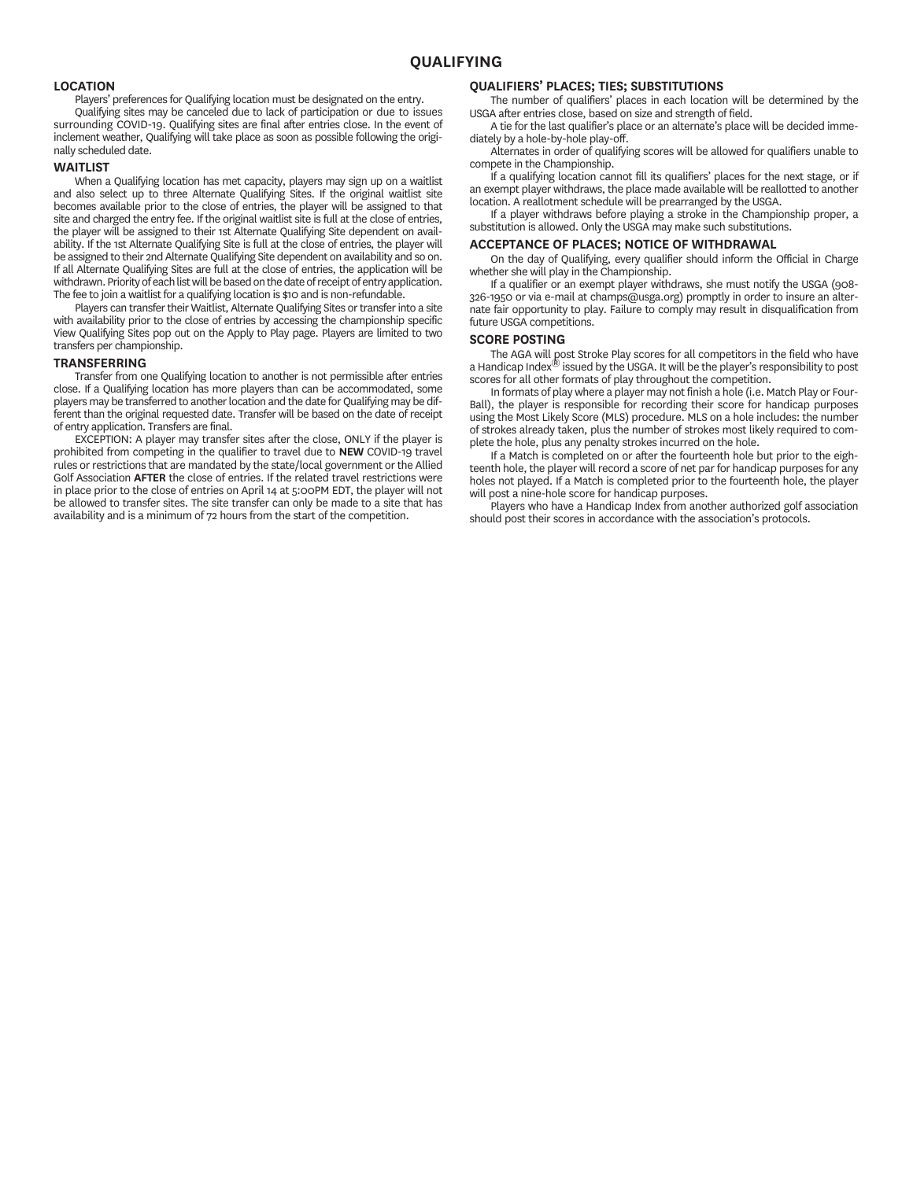# QUALIFYING

## LOCATION

Players' preferences for Qualifying location must be designated on the entry.

Qualifying sites may be canceled due to lack of participation or due to issues surrounding COVID-19. Qualifying sites are final after entries close. In the event of inclement weather, Qualifying will take place as soon as possible following the originally scheduled date.

## WAITLIST

When a Qualifying location has met capacity, players may sign up on a waitlist and also select up to three Alternate Qualifying Sites. If the original waitlist site becomes available prior to the close of entries, the player will be assigned to that site and charged the entry fee. If the original waitlist site is full at the close of entries, the player will be assigned to their 1st Alternate Qualifying Site dependent on availability. If the 1st Alternate Qualifying Site is full at the close of entries, the player will be assigned to their 2nd Alternate Qualifying Site dependent on availability and so on. If all Alternate Qualifying Sites are full at the close of entries, the application will be withdrawn. Priority of each list will be based on the date of receipt of entry application. The fee to join a waitlist for a qualifying location is $10 and is non-refundable.

Players can transfer their Waitlist, Alternate Qualifying Sites or transfer into a site with availability prior to the close of entries by accessing the championship specific View Qualifying Sites pop out on the Apply to Play page. Players are limited to two transfers per championship.

## TRANSFERRING

Transfer from one Qualifying location to another is not permissible after entries close. If a Qualifying location has more players than can be accommodated, some players may be transferred to another location and the date for Qualifying may be different than the original requested date. Transfer will be based on the date of receipt of entry application. Transfers are final.

EXCEPTION: A player may transfer sites after the close, ONLY if the player is prohibited from competing in the qualifier to travel due to **NEW** COVID-19 travel rules or restrictions that are mandated by the state/local government or the Allied Golf Association **AFTER** the close of entries. If the related travel restrictions were in place prior to the close of entries on April 14 at 5:00PM EDT, the player will not be allowed to transfer sites. The site transfer can only be made to a site that has availability and is a minimum of 72 hours from the start of the competition.

## QUALIFIERS' PLACES; TIES; SUBSTITUTIONS

The number of qualifiers' places in each location will be determined by the USGA after entries close, based on size and strength of field.

A tie for the last qualifier's place or an alternate's place will be decided immediately by a hole-by-hole play-off.

Alternates in order of qualifying scores will be allowed for qualifiers unable to compete in the Championship.

If a qualifying location cannot fill its qualifiers' places for the next stage, or if an exempt player withdraws, the place made available will be reallotted to another location. A reallotment schedule will be prearranged by the USGA.

If a player withdraws before playing a stroke in the Championship proper, a substitution is allowed. Only the USGA may make such substitutions.

## ACCEPTANCE OF PLACES; NOTICE OF WITHDRAWAL

On the day of Qualifying, every qualifier should inform the Official in Charge whether she will play in the Championship.

If a qualifier or an exempt player withdraws, she must notify the USGA (908-326-1950 or via e-mail at champs@usga.org) promptly in order to insure an alternate fair opportunity to play. Failure to comply may result in disqualification from future USGA competitions.

## SCORE POSTING

The AGA will post Stroke Play scores for all competitors in the field who have a Handicap Index® issued by the USGA. It will be the player's responsibility to post scores for all other formats of play throughout the competition.

In formats of play where a player may not finish a hole (i.e. Match Play or Four-Ball), the player is responsible for recording their score for handicap purposes using the Most Likely Score (MLS) procedure. MLS on a hole includes: the number of strokes already taken, plus the number of strokes most likely required to complete the hole, plus any penalty strokes incurred on the hole.

If a Match is completed on or after the fourteenth hole but prior to the eighteenth hole, the player will record a score of net par for handicap purposes for any holes not played. If a Match is completed prior to the fourteenth hole, the player will post a nine-hole score for handicap purposes.

Players who have a Handicap Index from another authorized golf association should post their scores in accordance with the association's protocols.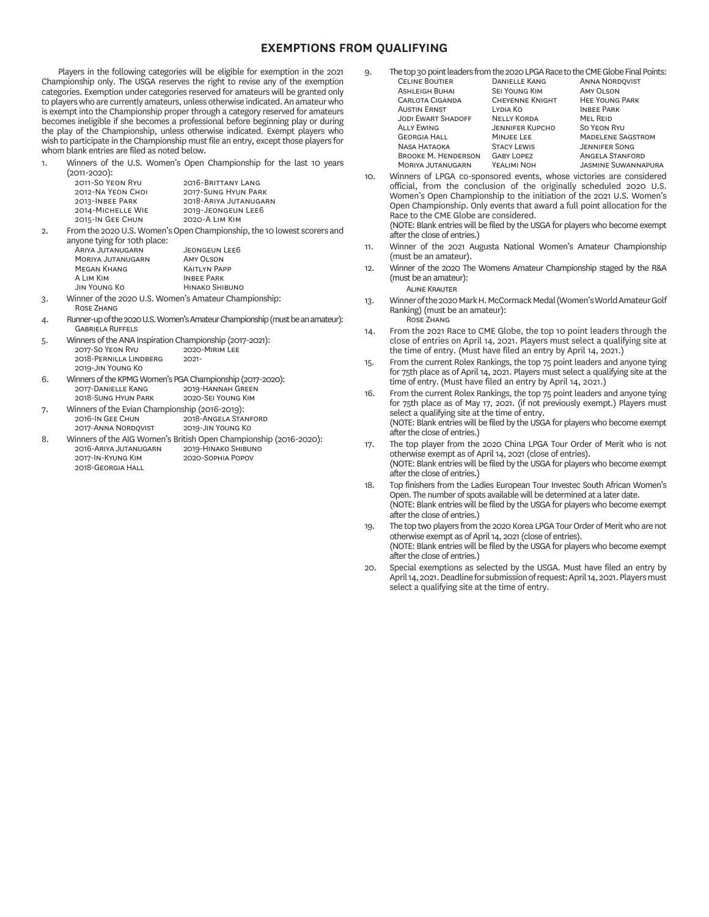## EXEMPTIONS FROM QUALIFYING

Players in the following categories will be eligible for exemption in the 2021 Championship only. The USGA reserves the right to revise any of the exemption categories. Exemption under categories reserved for amateurs will be granted only to players who are currently amateurs, unless otherwise indicated. An amateur who is exempt into the Championship proper through a category reserved for amateurs becomes ineligible if she becomes a professional before beginning play or during the play of the Championship, unless otherwise indicated. Exempt players who wish to participate in the Championship must file an entry, except those players for whom blank entries are filed as noted below.

1. Winners of the U.S. Women's Open Championship for the last 10 years (2011-2020):

   | | |
   |---|---|
   | 2011-So Yeon Ryu | 2016-Brittany Lang |
   | 2012-Na Yeon Choi | 2017-Sung Hyun Park |
   | 2013-Inbee Park | 2018-Ariya Jutanugarn |
   | 2014-Michelle Wie | 2019-Jeongeun Lee6 |
   | 2015-In Gee Chun | 2020-A Lim Kim |

2. From the 2020 U.S. Women's Open Championship, the 10 lowest scorers and anyone tying for 10th place:

   | | |
   |---|---|
   | Ariya Jutanugarn | Jeongeun Lee6 |
   | Moriya Jutanugarn | Amy Olson |
   | Megan Khang | Kaitlyn Papp |
   | A Lim Kim | Inbee Park |
   | Jin Young Ko | Hinako Shibuno |

3. Winner of the 2020 U.S. Women's Amateur Championship:
   Rose Zhang

4. Runner-up of the 2020 U.S. Women's Amateur Championship (must be an amateur):
   Gabriela Ruffels

5. Winners of the ANA Inspiration Championship (2017-2021):

   | | |
   |---|---|
   | 2017-So Yeon Ryu | 2020-Mirim Lee |
   | 2018-Pernilla Lindberg | 2021- |
   | 2019-Jin Young Ko | |

6. Winners of the KPMG Women's PGA Championship (2017-2020):

   | | |
   |---|---|
   | 2017-Danielle Kang | 2019-Hannah Green |
   | 2018-Sung Hyun Park | 2020-Sei Young Kim |

7. Winners of the Evian Championship (2016-2019):

   | | |
   |---|---|
   | 2016-In Gee Chun | 2018-Angela Stanford |
   | 2017-Anna Nordqvist | 2019-Jin Young Ko |

8. Winners of the AIG Women's British Open Championship (2016-2020):

   | | |
   |---|---|
   | 2016-Ariya Jutanugarn | 2019-Hinako Shibuno |
   | 2017-In-Kyung Kim | 2020-Sophia Popov |
   | 2018-Georgia Hall | |

9. The top 30 point leaders from the 2020 LPGA Race to the CME Globe Final Points:

   | | | |
   |---|---|---|
   | Celine Boutier | Danielle Kang | Anna Nordqvist |
   | Ashleigh Buhai | Sei Young Kim | Amy Olson |
   | Carlota Ciganda | Cheyenne Knight | Hee Young Park |
   | Austin Ernst | Lydia Ko | Inbee Park |
   | Jodi Ewart Shadoff | Nelly Korda | Mel Reid |
   | Ally Ewing | Jennifer Kupcho | So Yeon Ryu |
   | Georgia Hall | Minjee Lee | Madelene Sagstrom |
   | Nasa Hataoka | Stacy Lewis | Jennifer Song |
   | Brooke M. Henderson | Gaby Lopez | Angela Stanford |
   | Moriya Jutanugarn | Yealimi Noh | Jasmine Suwannapura |

10. Winners of LPGA co-sponsored events, whose victories are considered official, from the conclusion of the originally scheduled 2020 U.S. Women's Open Championship to the initiation of the 2021 U.S. Women's Open Championship. Only events that award a full point allocation for the Race to the CME Globe are considered.
    (NOTE: Blank entries will be filed by the USGA for players who become exempt after the close of entries.)

11. Winner of the 2021 Augusta National Women's Amateur Championship (must be an amateur).

12. Winner of the 2020 The Womens Amateur Championship staged by the R&A (must be an amateur):
    Aline Krauter

13. Winner of the 2020 Mark H. McCormack Medal (Women's World Amateur Golf Ranking) (must be an amateur):
    Rose Zhang

14. From the 2021 Race to CME Globe, the top 10 point leaders through the close of entries on April 14, 2021. Players must select a qualifying site at the time of entry. (Must have filed an entry by April 14, 2021.)

15. From the current Rolex Rankings, the top 75 point leaders and anyone tying for 75th place as of April 14, 2021. Players must select a qualifying site at the time of entry. (Must have filed an entry by April 14, 2021.)

16. From the current Rolex Rankings, the top 75 point leaders and anyone tying for 75th place as of May 17, 2021. (if not previously exempt.) Players must select a qualifying site at the time of entry.
    (NOTE: Blank entries will be filed by the USGA for players who become exempt after the close of entries.)

17. The top player from the 2020 China LPGA Tour Order of Merit who is not otherwise exempt as of April 14, 2021 (close of entries).
    (NOTE: Blank entries will be filed by the USGA for players who become exempt after the close of entries.)

18. Top finishers from the Ladies European Tour Investec South African Women's Open. The number of spots available will be determined at a later date.
    (NOTE: Blank entries will be filed by the USGA for players who become exempt after the close of entries.)

19. The top two players from the 2020 Korea LPGA Tour Order of Merit who are not otherwise exempt as of April 14, 2021 (close of entries).
    (NOTE: Blank entries will be filed by the USGA for players who become exempt after the close of entries.)

20. Special exemptions as selected by the USGA. Must have filed an entry by April 14, 2021. Deadline for submission of request: April 14, 2021. Players must select a qualifying site at the time of entry.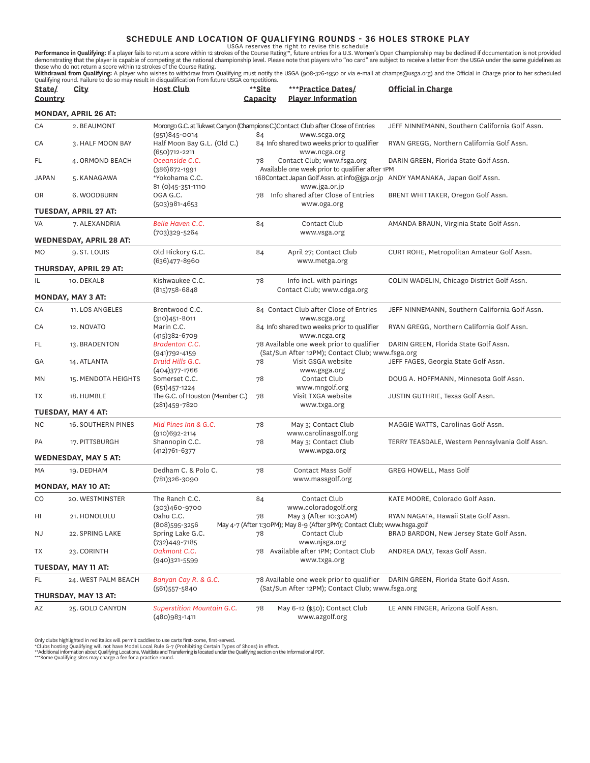## SCHEDULE AND LOCATION OF QUALIFYING ROUNDS - 36 HOLES STROKE PLAY

USGA reserves the right to revise this schedule

**Performance in Qualifying:** If a player fails to return a score within 12 strokes of the Course Rating™, future entries for a U.S. Women's Open Championship may be declined if documentation is not provided demonstrating that the player is capable of competing at the national championship level. Please note that players who "no card" are subject to receive a letter from the USGA under the same guidelines as those who do not return a score within 12 strokes of the Course Rating.

**Withdrawal from Qualifying:** A player who wishes to withdraw from Qualifying must notify the USGA (908-326-1950 or via e-mail at champs@usga.org) and the Official in Charge prior to her scheduled Qualifying round. Failure to do so may result in disqualification from future USGA competitions.

| State/ Country | City | Host Club | **Site Capacity | ***Practice Dates/ Player Information | Official in Charge |
|---|---|---|---|---|---|
| **MONDAY, APRIL 26 AT:** | | | | | |
| CA | 2. BEAUMONT | Morongo G.C. at Tukwet Canyon (Champions C.) (951)845-0014 | 84 | Contact Club after Close of Entries www.scga.org | JEFF NINNEMANN, Southern California Golf Assn. |
| CA | 3. HALF MOON BAY | Half Moon Bay G.L. (Old C.) (650)712-2211 | 84 | Info shared two weeks prior to qualifier www.ncga.org | RYAN GREGG, Northern California Golf Assn. |
| FL | 4. ORMOND BEACH | *Oceanside C.C.* (386)672-1991 | 78 | Contact Club; www.fsga.org Available one week prior to qualifier after 1PM | DARIN GREEN, Florida State Golf Assn. |
| JAPAN | 5. KANAGAWA | *Yokohama C.C. 81 (0)45-351-1110 | 168 | Contact Japan Golf Assn. at info@jga.or.jp www.jga.or.jp | ANDY YAMANAKA, Japan Golf Assn. |
| OR | 6. WOODBURN | OGA G.C. (503)981-4653 | 78 | Info shared after Close of Entries www.oga.org | BRENT WHITTAKER, Oregon Golf Assn. |
| **TUESDAY, APRIL 27 AT:** | | | | | |
| VA | 7. ALEXANDRIA | *Belle Haven C.C.* (703)329-5264 | 84 | Contact Club www.vsga.org | AMANDA BRAUN, Virginia State Golf Assn. |
| **WEDNESDAY, APRIL 28 AT:** | | | | | |
| MO | 9. ST. LOUIS | Old Hickory G.C. (636)477-8960 | 84 | April 27; Contact Club www.metga.org | CURT ROHE, Metropolitan Amateur Golf Assn. |
| **THURSDAY, APRIL 29 AT:** | | | | | |
| IL | 10. DEKALB | Kishwaukee C.C. (815)758-6848 | 78 | Info incl. with pairings Contact Club; www.cdga.org | COLIN WADELIN, Chicago District Golf Assn. |
| **MONDAY, MAY 3 AT:** | | | | | |
| CA | 11. LOS ANGELES | Brentwood C.C. (310)451-8011 | 84 | Contact Club after Close of Entries www.scga.org | JEFF NINNEMANN, Southern California Golf Assn. |
| CA | 12. NOVATO | Marin C.C. (415)382-6709 | 84 | Info shared two weeks prior to qualifier www.ncga.org | RYAN GREGG, Northern California Golf Assn. |
| FL | 13. BRADENTON | *Bradenton C.C.* (941)792-4159 | 78 | Available one week prior to qualifier (Sat/Sun After 12PM); Contact Club; www.fsga.org | DARIN GREEN, Florida State Golf Assn. |
| GA | 14. ATLANTA | *Druid Hills G.C.* (404)377-1766 | 78 | Visit GSGA website www.gsga.org | JEFF FAGES, Georgia State Golf Assn. |
| MN | 15. MENDOTA HEIGHTS | Somerset C.C. (651)457-1224 | 78 | Contact Club www.mngolf.org | DOUG A. HOFFMANN, Minnesota Golf Assn. |
| TX | 18. HUMBLE | The G.C. of Houston (Member C.) (281)459-7820 | 78 | Visit TXGA website www.txga.org | JUSTIN GUTHRIE, Texas Golf Assn. |
| **TUESDAY, MAY 4 AT:** | | | | | |
| NC | 16. SOUTHERN PINES | *Mid Pines Inn & G.C.* (910)692-2114 | 78 | May 3; Contact Club www.carolinasgolf.org | MAGGIE WATTS, Carolinas Golf Assn. |
| PA | 17. PITTSBURGH | Shannopin C.C. (412)761-6377 | 78 | May 3; Contact Club www.wpga.org | TERRY TEASDALE, Western Pennsylvania Golf Assn. |
| **WEDNESDAY, MAY 5 AT:** | | | | | |
| MA | 19. DEDHAM | Dedham C. & Polo C. (781)326-3090 | 78 | Contact Mass Golf www.massgolf.org | GREG HOWELL, Mass Golf |
| **MONDAY, MAY 10 AT:** | | | | | |
| CO | 20. WESTMINSTER | The Ranch C.C. (303)460-9700 | 84 | Contact Club www.coloradogolf.org | KATE MOORE, Colorado Golf Assn. |
| HI | 21. HONOLULU | Oahu C.C. (808)595-3256 | 78 | May 3 (After 10:30AM) May 4-7 (After 1:30PM); May 8-9 (After 3PM); Contact Club; www.hsga.golf | RYAN NAGATA, Hawaii State Golf Assn. |
| NJ | 22. SPRING LAKE | Spring Lake G.C. (732)449-7185 | 78 | Contact Club www.njsga.org | BRAD BARDON, New Jersey State Golf Assn. |
| TX | 23. CORINTH | *Oakmont C.C.* (940)321-5599 | 78 | Available after 1PM; Contact Club www.txga.org | ANDREA DALY, Texas Golf Assn. |
| **TUESDAY, MAY 11 AT:** | | | | | |
| FL | 24. WEST PALM BEACH | *Banyan Cay R. & G.C.* (561)557-5840 | 78 | Available one week prior to qualifier (Sat/Sun After 12PM); Contact Club; www.fsga.org | DARIN GREEN, Florida State Golf Assn. |
| **THURSDAY, MAY 13 AT:** | | | | | |
| AZ | 25. GOLD CANYON | *Superstition Mountain G.C.* (480)983-1411 | 78 | May 6-12 ($50); Contact Club www.azgolf.org | LE ANN FINGER, Arizona Golf Assn. |

Only clubs highlighted in red italics will permit caddies to use carts first-come, first-served.
*Clubs hosting Qualifying will not have Model Local Rule G-7 (Prohibiting Certain Types of Shoes) in effect.
**Additional information about Qualifying Locations, Waitlists and Transferring is located under the Qualifying section on the Informational PDF.
***Some Qualifying sites may charge a fee for a practice round.